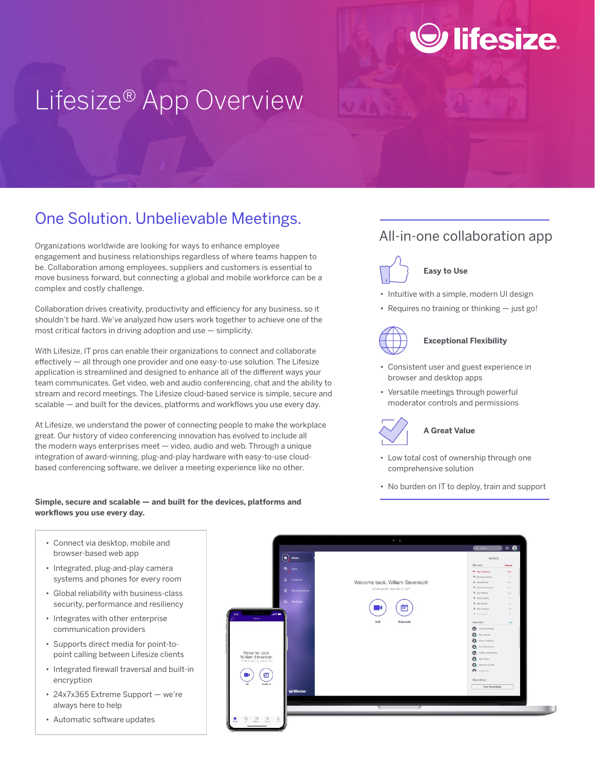# Lifesize® App Overview

## One Solution. Unbelievable Meetings.

Organizations worldwide are looking for ways to enhance employee engagement and business relationships regardless of where teams happen to be. Collaboration among employees, suppliers and customers is essential to move business forward, but connecting a global and mobile workforce can be a complex and costly challenge.

Collaboration drives creativity, productivity and efficiency for any business, so it shouldn't be hard. We've analyzed how users work together to achieve one of the most critical factors in driving adoption and use — simplicity.

With Lifesize, IT pros can enable their organizations to connect and collaborate effectively — all through one provider and one easy-to-use solution. The Lifesize application is streamlined and designed to enhance all of the different ways your team communicates. Get video, web and audio conferencing, chat and the ability to stream and record meetings. The Lifesize cloud-based service is simple, secure and scalable — and built for the devices, platforms and workflows you use every day.

At Lifesize, we understand the power of connecting people to make the workplace great. Our history of video conferencing innovation has evolved to include all the modern ways enterprises meet — video, audio and web. Through a unique integration of award-winning, plug-and-play hardware with easy-to-use cloud-based conferencing software, we deliver a meeting experience like no other.

**Simple, secure and scalable — and built for the devices, platforms and workflows you use every day.**

- Connect via desktop, mobile and browser-based web app
- Integrated, plug-and-play camera systems and phones for every room
- Global reliability with business-class security, performance and resiliency
- Integrates with other enterprise communication providers
- Supports direct media for point-to-point calling between Lifesize clients
- Integrated firewall traversal and built-in encryption
- 24x7x365 Extreme Support — we're always here to help
- Automatic software updates

## All-in-one collaboration app

### Easy to Use

- Intuitive with a simple, modern UI design
- Requires no training or thinking — just go!

### Exceptional Flexibility

- Consistent user and guest experience in browser and desktop apps
- Versatile meetings through powerful moderator controls and permissions

### A Great Value

- Low total cost of ownership through one comprehensive solution
- No burden on IT to deploy, train and support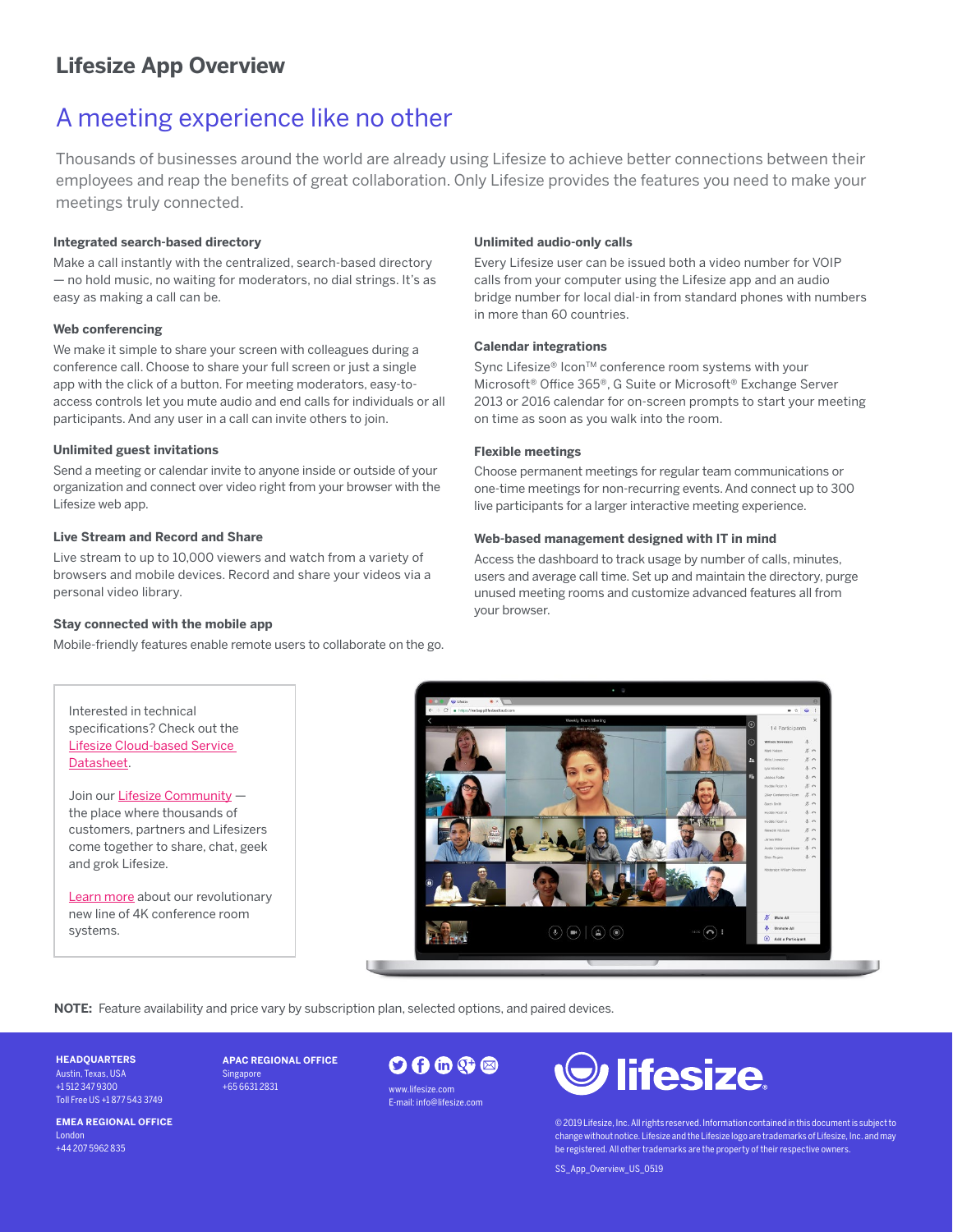# Lifesize App Overview

## A meeting experience like no other

Thousands of businesses around the world are already using Lifesize to achieve better connections between their employees and reap the benefits of great collaboration. Only Lifesize provides the features you need to make your meetings truly connected.

### Integrated search-based directory

Make a call instantly with the centralized, search-based directory — no hold music, no waiting for moderators, no dial strings. It's as easy as making a call can be.

### Web conferencing

We make it simple to share your screen with colleagues during a conference call. Choose to share your full screen or just a single app with the click of a button. For meeting moderators, easy-to-access controls let you mute audio and end calls for individuals or all participants. And any user in a call can invite others to join.

### Unlimited guest invitations

Send a meeting or calendar invite to anyone inside or outside of your organization and connect over video right from your browser with the Lifesize web app.

### Live Stream and Record and Share

Live stream to up to 10,000 viewers and watch from a variety of browsers and mobile devices. Record and share your videos via a personal video library.

### Stay connected with the mobile app

Mobile-friendly features enable remote users to collaborate on the go.

### Unlimited audio-only calls

Every Lifesize user can be issued both a video number for VOIP calls from your computer using the Lifesize app and an audio bridge number for local dial-in from standard phones with numbers in more than 60 countries.

### Calendar integrations

Sync Lifesize® Icon™ conference room systems with your Microsoft® Office 365®, G Suite or Microsoft® Exchange Server 2013 or 2016 calendar for on-screen prompts to start your meeting on time as soon as you walk into the room.

### Flexible meetings

Choose permanent meetings for regular team communications or one-time meetings for non-recurring events. And connect up to 300 live participants for a larger interactive meeting experience.

### Web-based management designed with IT in mind

Access the dashboard to track usage by number of calls, minutes, users and average call time. Set up and maintain the directory, purge unused meeting rooms and customize advanced features all from your browser.

Interested in technical specifications? Check out the Lifesize Cloud-based Service Datasheet.

Join our Lifesize Community — the place where thousands of customers, partners and Lifesizers come together to share, chat, geek and grok Lifesize.

Learn more about our revolutionary new line of 4K conference room systems.

**NOTE:** Feature availability and price vary by subscription plan, selected options, and paired devices.

**HEADQUARTERS**
Austin, Texas, USA
+1 512 347 9300
Toll Free US +1 877 543 3749

**EMEA REGIONAL OFFICE**
London
+44 207 5962 835

**APAC REGIONAL OFFICE**
Singapore
+65 6631 2831

www.lifesize.com
E-mail: info@lifesize.com

lifesize.

© 2019 Lifesize, Inc. All rights reserved. Information contained in this document is subject to change without notice. Lifesize and the Lifesize logo are trademarks of Lifesize, Inc. and may be registered. All other trademarks are the property of their respective owners.

SS_App_Overview_US_0519